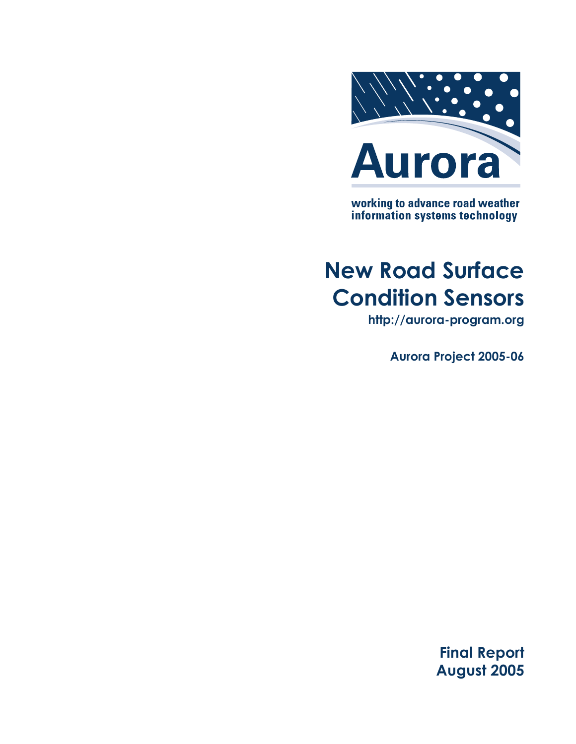Aurora

working to advance road weather information systems technology

# New Road Surface Condition Sensors

**http://aurora-program.org**

**Aurora Project 2005-06**

**Final Report**
**August 2005**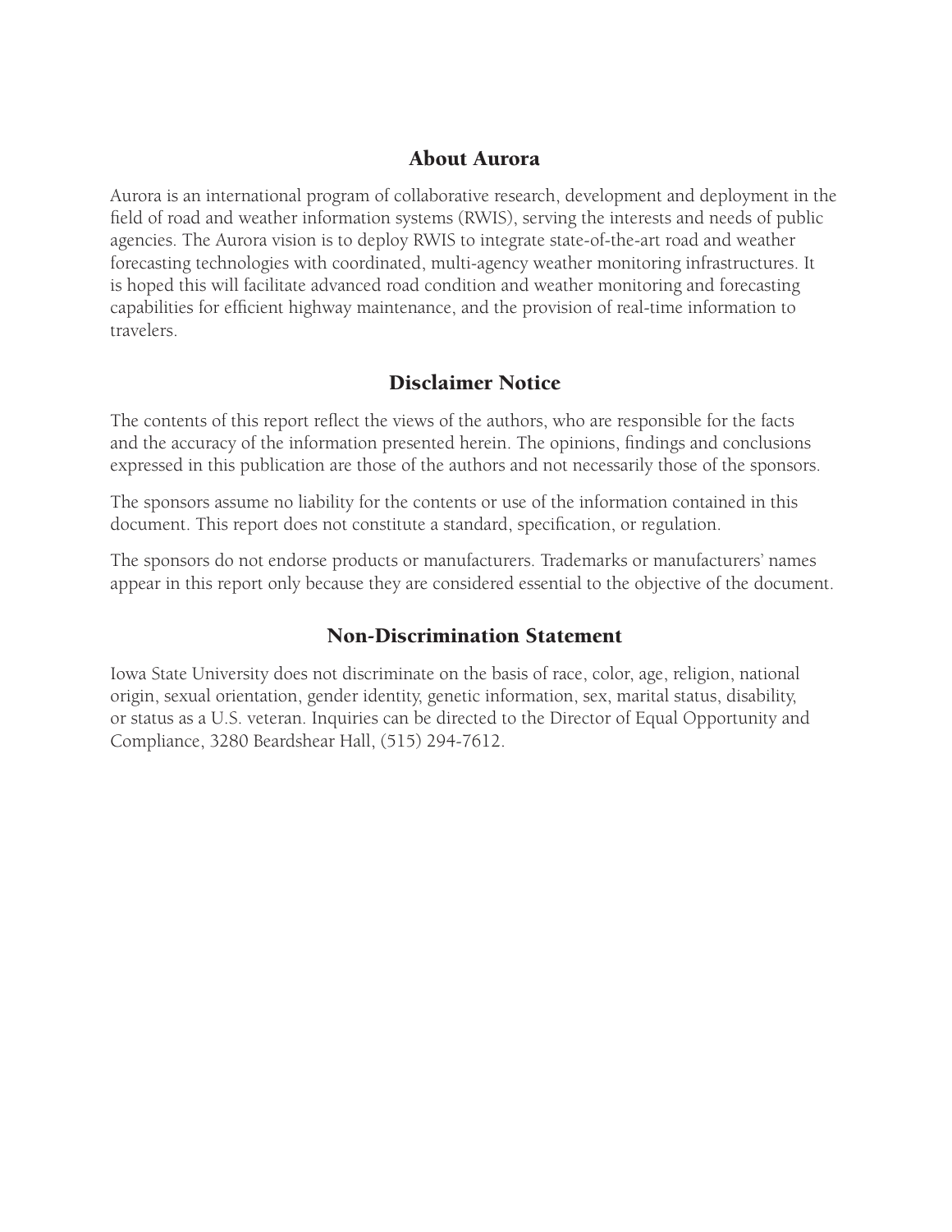## About Aurora

Aurora is an international program of collaborative research, development and deployment in the field of road and weather information systems (RWIS), serving the interests and needs of public agencies. The Aurora vision is to deploy RWIS to integrate state-of-the-art road and weather forecasting technologies with coordinated, multi-agency weather monitoring infrastructures. It is hoped this will facilitate advanced road condition and weather monitoring and forecasting capabilities for efficient highway maintenance, and the provision of real-time information to travelers.

## Disclaimer Notice

The contents of this report reflect the views of the authors, who are responsible for the facts and the accuracy of the information presented herein. The opinions, findings and conclusions expressed in this publication are those of the authors and not necessarily those of the sponsors.

The sponsors assume no liability for the contents or use of the information contained in this document. This report does not constitute a standard, specification, or regulation.

The sponsors do not endorse products or manufacturers. Trademarks or manufacturers' names appear in this report only because they are considered essential to the objective of the document.

## Non-Discrimination Statement

Iowa State University does not discriminate on the basis of race, color, age, religion, national origin, sexual orientation, gender identity, genetic information, sex, marital status, disability, or status as a U.S. veteran. Inquiries can be directed to the Director of Equal Opportunity and Compliance, 3280 Beardshear Hall, (515) 294-7612.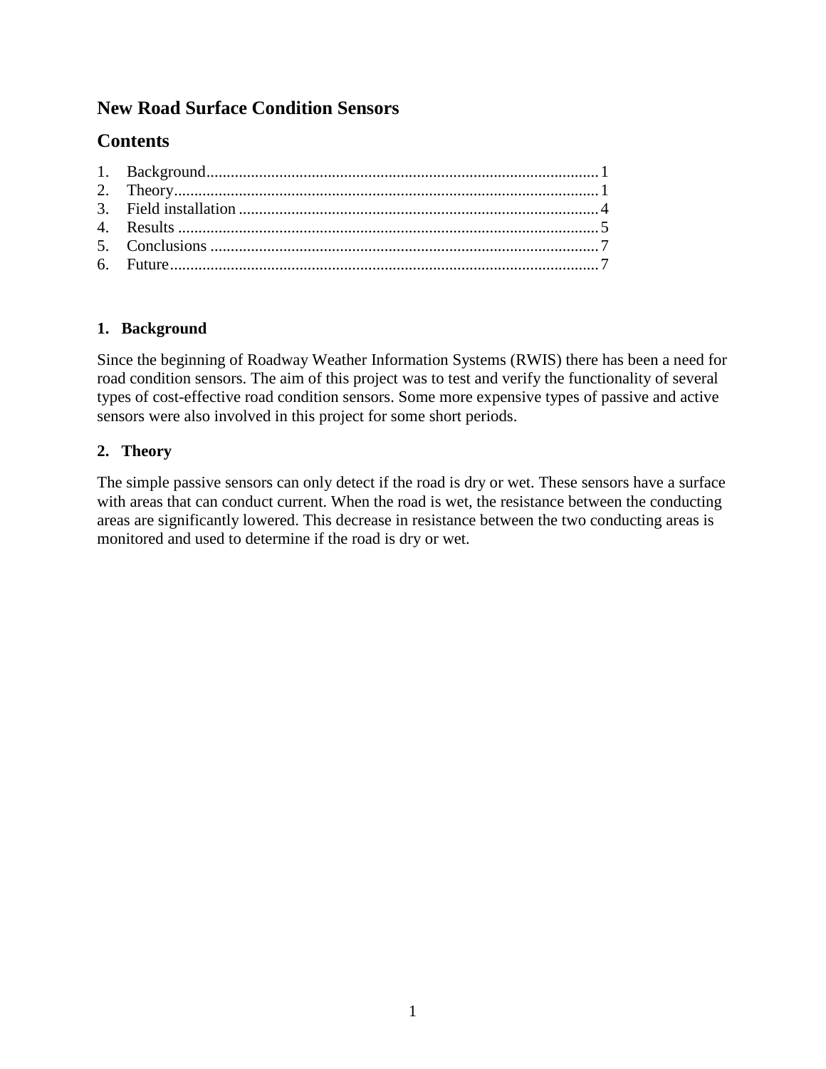# New Road Surface Condition Sensors

## Contents

1. Background ................................................................................................ 1
2. Theory ........................................................................................................ 1
3. Field installation ........................................................................................ 4
4. Results ....................................................................................................... 5
5. Conclusions ................................................................................................ 7
6. Future ......................................................................................................... 7

### 1. Background

Since the beginning of Roadway Weather Information Systems (RWIS) there has been a need for road condition sensors. The aim of this project was to test and verify the functionality of several types of cost-effective road condition sensors. Some more expensive types of passive and active sensors were also involved in this project for some short periods.

### 2. Theory

The simple passive sensors can only detect if the road is dry or wet. These sensors have a surface with areas that can conduct current. When the road is wet, the resistance between the conducting areas are significantly lowered. This decrease in resistance between the two conducting areas is monitored and used to determine if the road is dry or wet.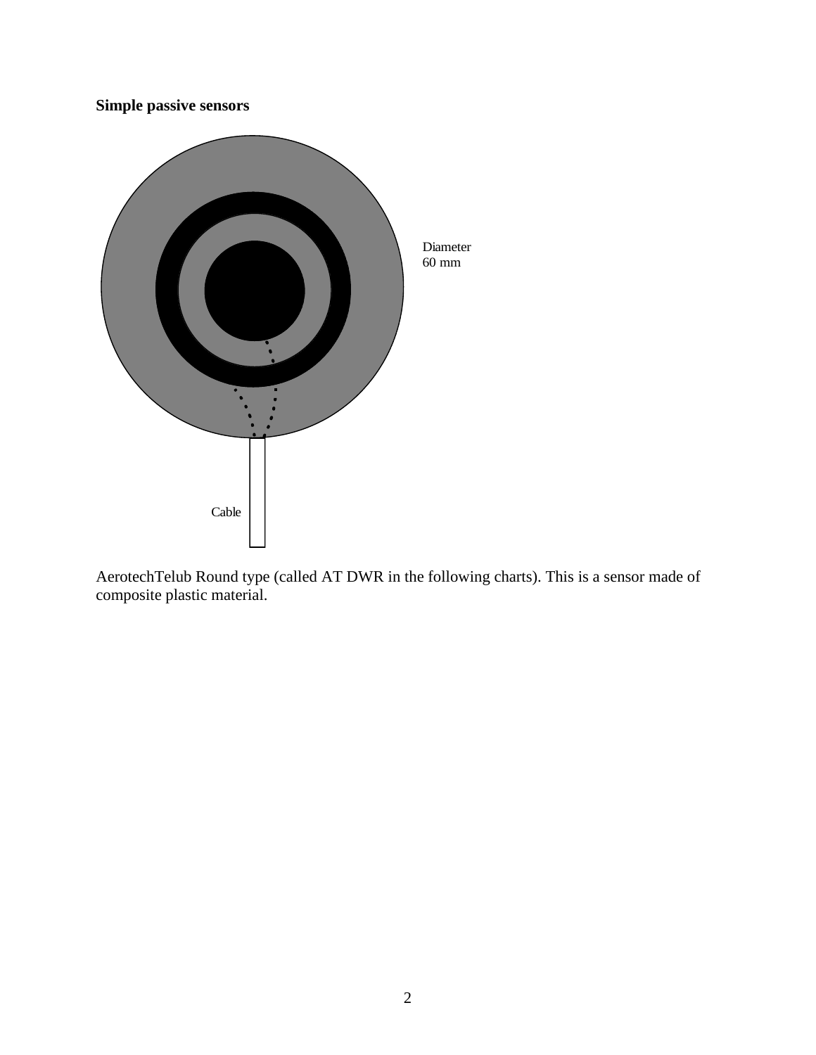**Simple passive sensors**

Diameter
60 mm

Cable

AerotechTelub Round type (called AT DWR in the following charts). This is a sensor made of composite plastic material.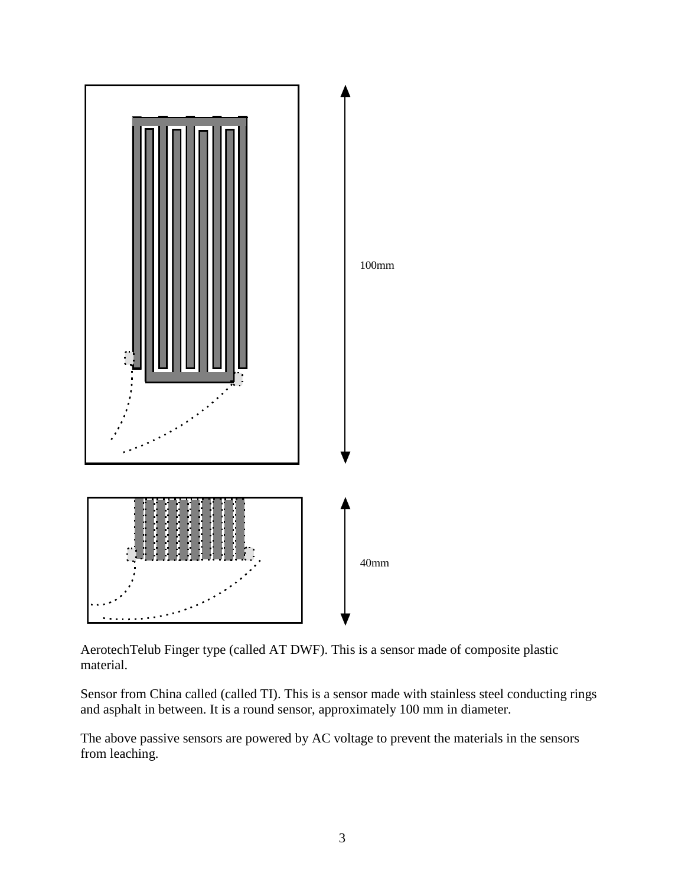100mm

40mm

AerotechTelub Finger type (called AT DWF). This is a sensor made of composite plastic material.

Sensor from China called (called TI). This is a sensor made with stainless steel conducting rings and asphalt in between. It is a round sensor, approximately 100 mm in diameter.

The above passive sensors are powered by AC voltage to prevent the materials in the sensors from leaching.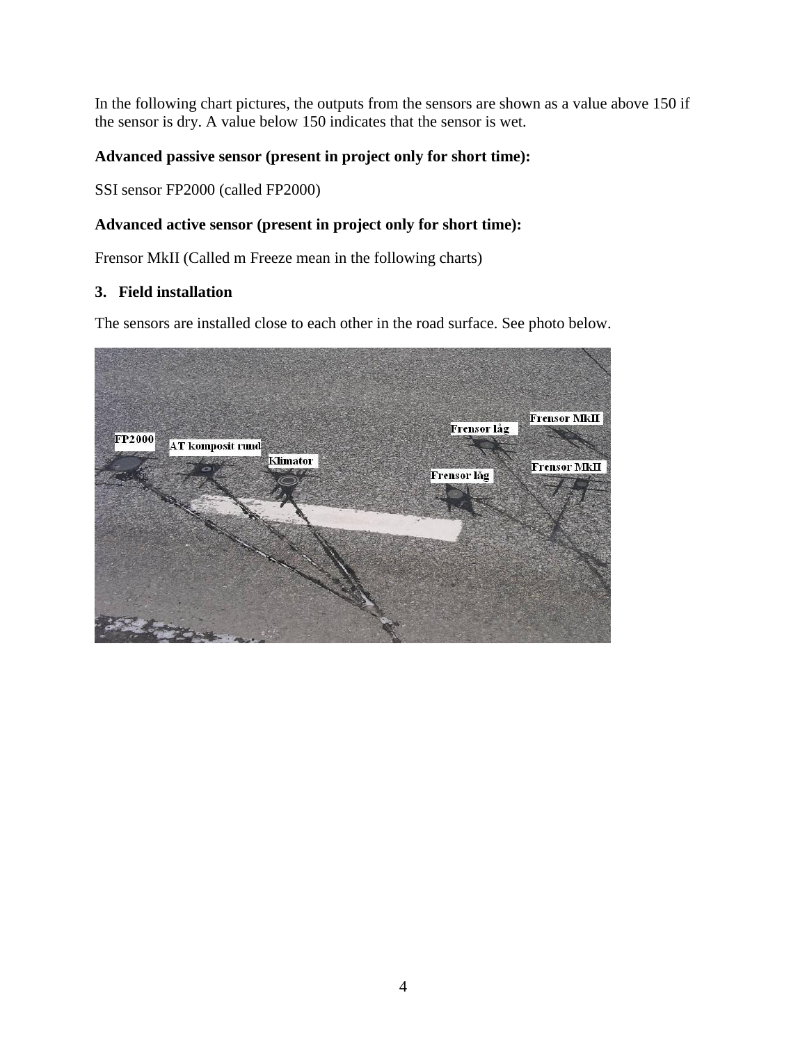In the following chart pictures, the outputs from the sensors are shown as a value above 150 if the sensor is dry. A value below 150 indicates that the sensor is wet.

**Advanced passive sensor (present in project only for short time):**

SSI sensor FP2000 (called FP2000)

**Advanced active sensor (present in project only for short time):**

Frensor MkII (Called m Freeze mean in the following charts)

## 3. Field installation

The sensors are installed close to each other in the road surface. See photo below.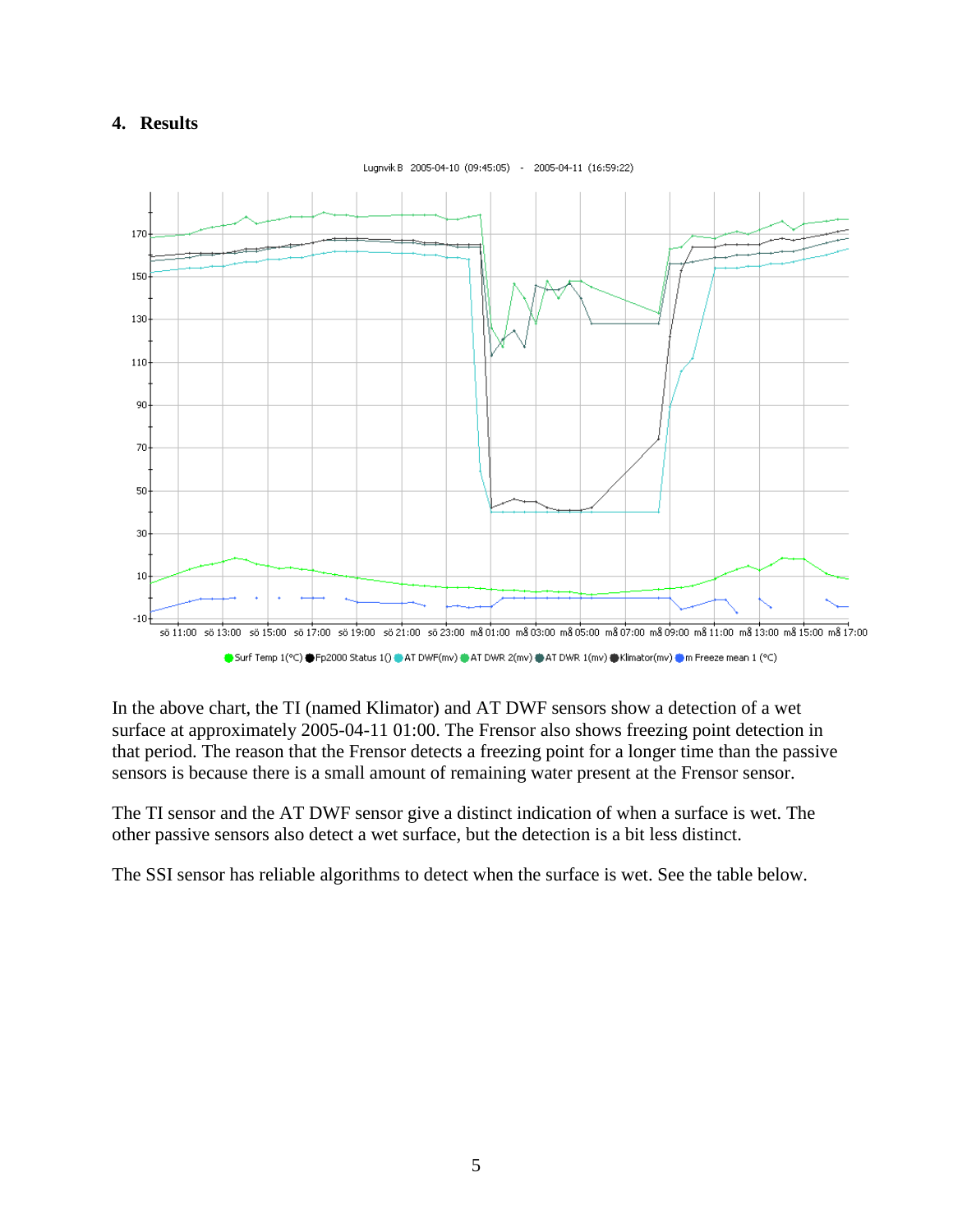## 4. Results

In the above chart, the TI (named Klimator) and AT DWF sensors show a detection of a wet surface at approximately 2005-04-11 01:00. The Frensor also shows freezing point detection in that period. The reason that the Frensor detects a freezing point for a longer time than the passive sensors is because there is a small amount of remaining water present at the Frensor sensor.

The TI sensor and the AT DWF sensor give a distinct indication of when a surface is wet. The other passive sensors also detect a wet surface, but the detection is a bit less distinct.

The SSI sensor has reliable algorithms to detect when the surface is wet. See the table below.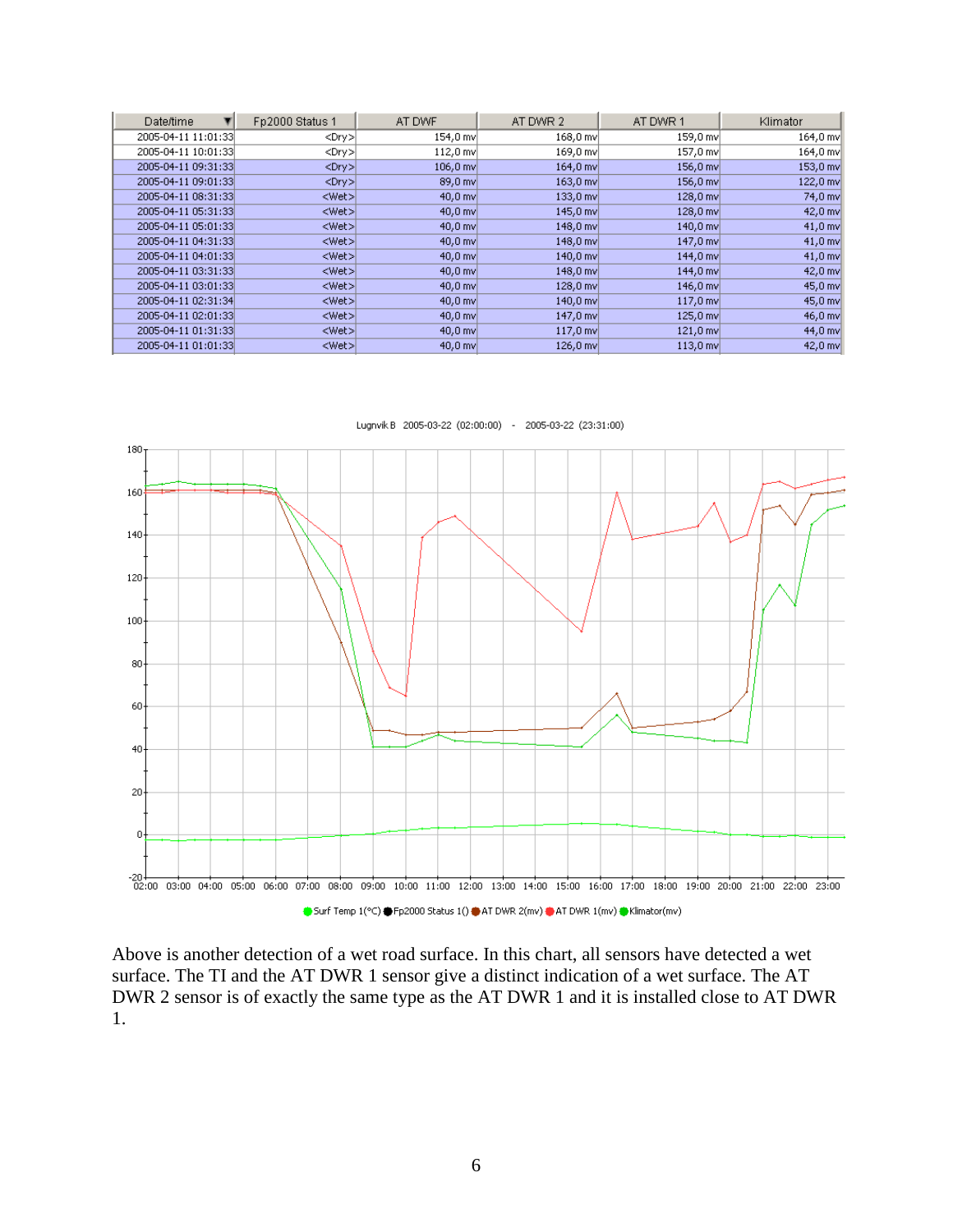| Date/time | Fp2000 Status 1 | AT DWF | AT DWR 2 | AT DWR 1 | Klimator |
|---|---|---|---|---|---|
| 2005-04-11 11:01:33 | <Dry> | 154,0 mv | 168,0 mv | 159,0 mv | 164,0 mv |
| 2005-04-11 10:01:33 | <Dry> | 112,0 mv | 169,0 mv | 157,0 mv | 164,0 mv |
| 2005-04-11 09:31:33 | <Dry> | 106,0 mv | 164,0 mv | 156,0 mv | 153,0 mv |
| 2005-04-11 09:01:33 | <Dry> | 89,0 mv | 163,0 mv | 156,0 mv | 122,0 mv |
| 2005-04-11 08:31:33 | <Wet> | 40,0 mv | 133,0 mv | 128,0 mv | 74,0 mv |
| 2005-04-11 05:31:33 | <Wet> | 40,0 mv | 145,0 mv | 128,0 mv | 42,0 mv |
| 2005-04-11 05:01:33 | <Wet> | 40,0 mv | 148,0 mv | 140,0 mv | 41,0 mv |
| 2005-04-11 04:31:33 | <Wet> | 40,0 mv | 148,0 mv | 147,0 mv | 41,0 mv |
| 2005-04-11 04:01:33 | <Wet> | 40,0 mv | 140,0 mv | 144,0 mv | 41,0 mv |
| 2005-04-11 03:31:33 | <Wet> | 40,0 mv | 148,0 mv | 144,0 mv | 42,0 mv |
| 2005-04-11 03:01:33 | <Wet> | 40,0 mv | 128,0 mv | 146,0 mv | 45,0 mv |
| 2005-04-11 02:31:34 | <Wet> | 40,0 mv | 140,0 mv | 117,0 mv | 45,0 mv |
| 2005-04-11 02:01:33 | <Wet> | 40,0 mv | 147,0 mv | 125,0 mv | 46,0 mv |
| 2005-04-11 01:31:33 | <Wet> | 40,0 mv | 117,0 mv | 121,0 mv | 44,0 mv |
| 2005-04-11 01:01:33 | <Wet> | 40,0 mv | 126,0 mv | 113,0 mv | 42,0 mv |

Lugnvik B 2005-03-22 (02:00:00) - 2005-03-22 (23:31:00)

Surf Temp 1(°C) Fp2000 Status 1() AT DWR 2(mv) AT DWR 1(mv) Klimator(mv)

Above is another detection of a wet road surface. In this chart, all sensors have detected a wet surface. The TI and the AT DWR 1 sensor give a distinct indication of a wet surface. The AT DWR 2 sensor is of exactly the same type as the AT DWR 1 and it is installed close to AT DWR 1.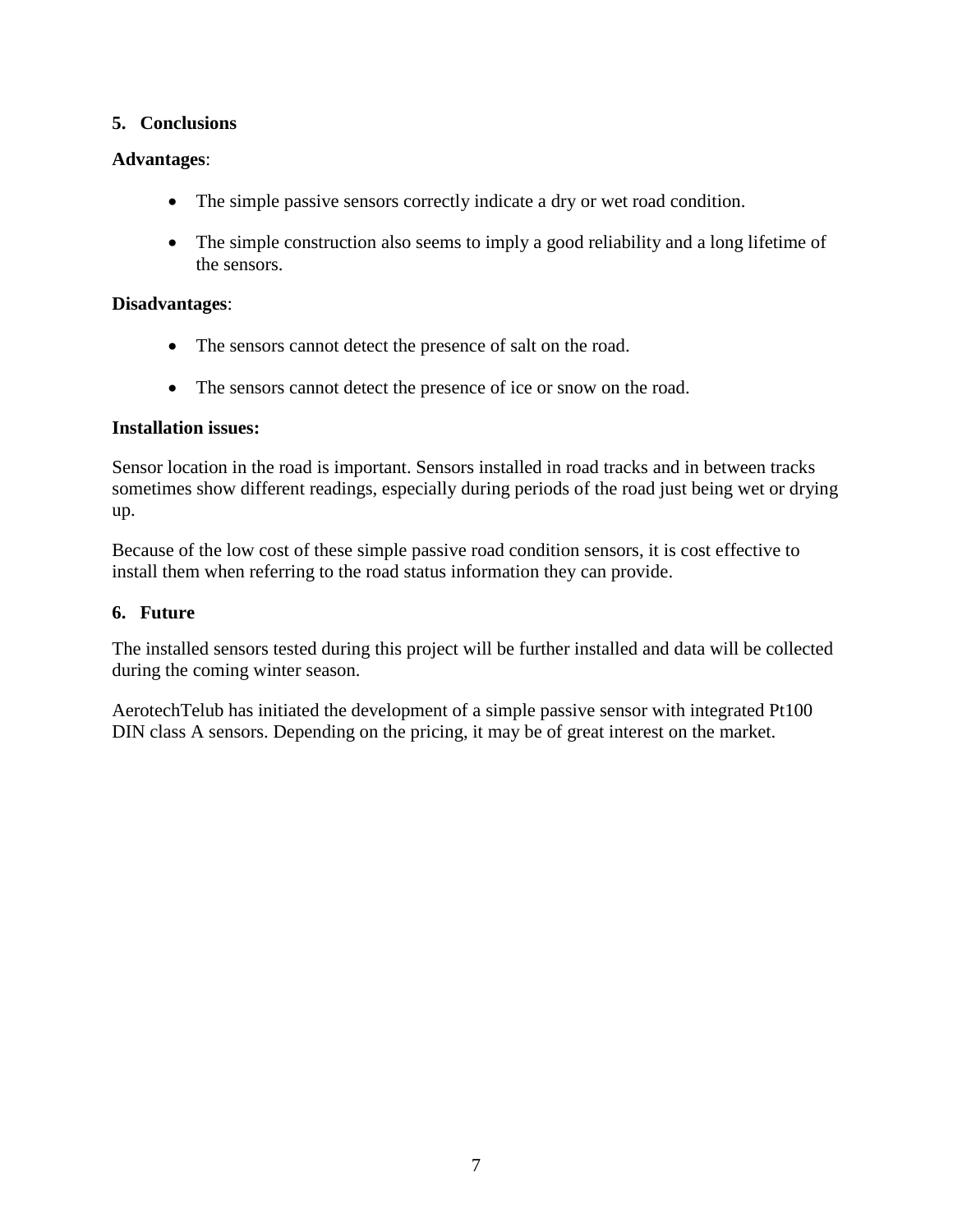## 5. Conclusions

**Advantages**:

- The simple passive sensors correctly indicate a dry or wet road condition.
- The simple construction also seems to imply a good reliability and a long lifetime of the sensors.

**Disadvantages**:

- The sensors cannot detect the presence of salt on the road.
- The sensors cannot detect the presence of ice or snow on the road.

**Installation issues:**

Sensor location in the road is important. Sensors installed in road tracks and in between tracks sometimes show different readings, especially during periods of the road just being wet or drying up.

Because of the low cost of these simple passive road condition sensors, it is cost effective to install them when referring to the road status information they can provide.

## 6. Future

The installed sensors tested during this project will be further installed and data will be collected during the coming winter season.

AerotechTelub has initiated the development of a simple passive sensor with integrated Pt100 DIN class A sensors. Depending on the pricing, it may be of great interest on the market.